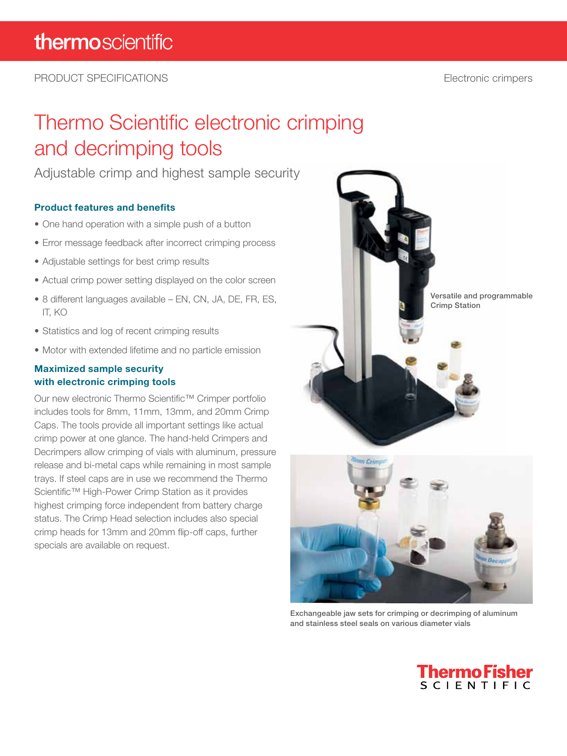PRODUCT SPECIFICATIONS

Electronic crimpers

# Thermo Scientific electronic crimping and decrimping tools

## Adjustable crimp and highest sample security

### Product features and benefits

- One hand operation with a simple push of a button
- Error message feedback after incorrect crimping process
- Adjustable settings for best crimp results
- Actual crimp power setting displayed on the color screen
- 8 different languages available – EN, CN, JA, DE, FR, ES, IT, KO
- Statistics and log of recent crimping results
- Motor with extended lifetime and no particle emission

### Maximized sample security with electronic crimping tools

Our new electronic Thermo Scientific™ Crimper portfolio includes tools for 8mm, 11mm, 13mm, and 20mm Crimp Caps. The tools provide all important settings like actual crimp power at one glance. The hand-held Crimpers and Decrimpers allow crimping of vials with aluminum, pressure release and bi-metal caps while remaining in most sample trays. If steel caps are in use we recommend the Thermo Scientific™ High-Power Crimp Station as it provides highest crimping force independent from battery charge status. The Crimp Head selection includes also special crimp heads for 13mm and 20mm flip-off caps, further specials are available on request.

Versatile and programmable Crimp Station

Exchangeable jaw sets for crimping or decrimping of aluminum and stainless steel seals on various diameter vials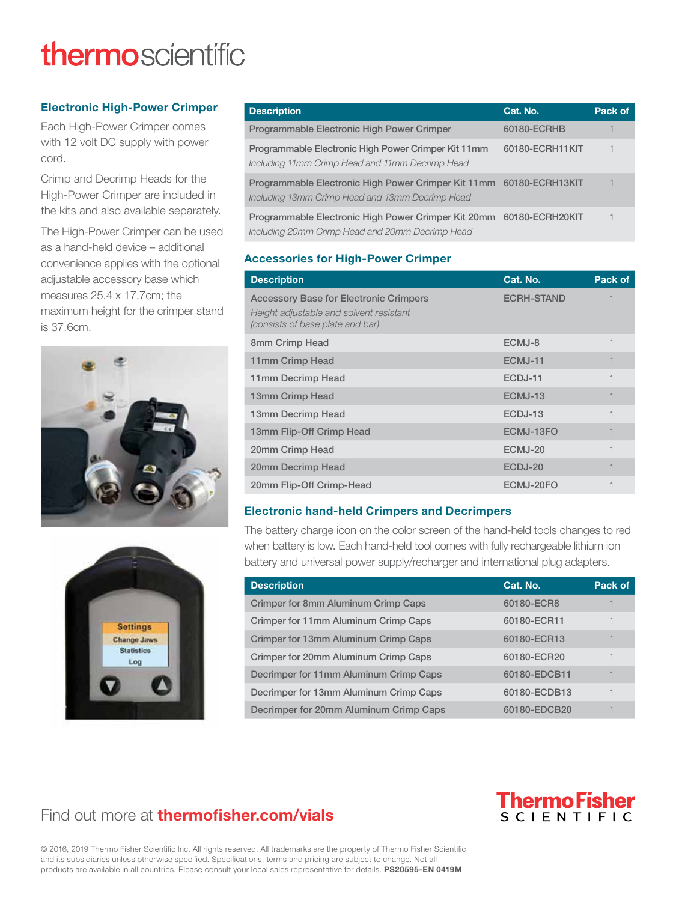# thermoscientific

## Electronic High-Power Crimper

Each High-Power Crimper comes with 12 volt DC supply with power cord.

Crimp and Decrimp Heads for the High-Power Crimper are included in the kits and also available separately.

The High-Power Crimper can be used as a hand-held device – additional convenience applies with the optional adjustable accessory base which measures 25.4 x 17.7cm; the maximum height for the crimper stand is 37.6cm.

| Description | Cat. No. | Pack of |
|---|---|---|
| Programmable Electronic High Power Crimper | 60180-ECRHB | 1 |
| Programmable Electronic High Power Crimper Kit 11mm<br>*Including 11mm Crimp Head and 11mm Decrimp Head* | 60180-ECRH11KIT | 1 |
| Programmable Electronic High Power Crimper Kit 11mm<br>*Including 13mm Crimp Head and 13mm Decrimp Head* | 60180-ECRH13KIT | 1 |
| Programmable Electronic High Power Crimper Kit 20mm<br>*Including 20mm Crimp Head and 20mm Decrimp Head* | 60180-ECRH20KIT | 1 |

## Accessories for High-Power Crimper

| Description | Cat. No. | Pack of |
|---|---|---|
| Accessory Base for Electronic Crimpers<br>*Height adjustable and solvent resistant (consists of base plate and bar)* | ECRH-STAND | 1 |
| 8mm Crimp Head | ECMJ-8 | 1 |
| 11mm Crimp Head | ECMJ-11 | 1 |
| 11mm Decrimp Head | ECDJ-11 | 1 |
| 13mm Crimp Head | ECMJ-13 | 1 |
| 13mm Decrimp Head | ECDJ-13 | 1 |
| 13mm Flip-Off Crimp Head | ECMJ-13FO | 1 |
| 20mm Crimp Head | ECMJ-20 | 1 |
| 20mm Decrimp Head | ECDJ-20 | 1 |
| 20mm Flip-Off Crimp-Head | ECMJ-20FO | 1 |

## Electronic hand-held Crimpers and Decrimpers

The battery charge icon on the color screen of the hand-held tools changes to red when battery is low. Each hand-held tool comes with fully rechargeable lithium ion battery and universal power supply/recharger and international plug adapters.

| Description | Cat. No. | Pack of |
|---|---|---|
| Crimper for 8mm Aluminum Crimp Caps | 60180-ECR8 | 1 |
| Crimper for 11mm Aluminum Crimp Caps | 60180-ECR11 | 1 |
| Crimper for 13mm Aluminum Crimp Caps | 60180-ECR13 | 1 |
| Crimper for 20mm Aluminum Crimp Caps | 60180-ECR20 | 1 |
| Decrimper for 11mm Aluminum Crimp Caps | 60180-EDCB11 | 1 |
| Decrimper for 13mm Aluminum Crimp Caps | 60180-EDCB13 | 1 |
| Decrimper for 20mm Aluminum Crimp Caps | 60180-EDCB20 | 1 |

Find out more at **thermofisher.com/vials**

ThermoFisher SCIENTIFIC

© 2016, 2019 Thermo Fisher Scientific Inc. All rights reserved. All trademarks are the property of Thermo Fisher Scientific and its subsidiaries unless otherwise specified. Specifications, terms and pricing are subject to change. Not all products are available in all countries. Please consult your local sales representative for details. **PS20595-EN 0419M**